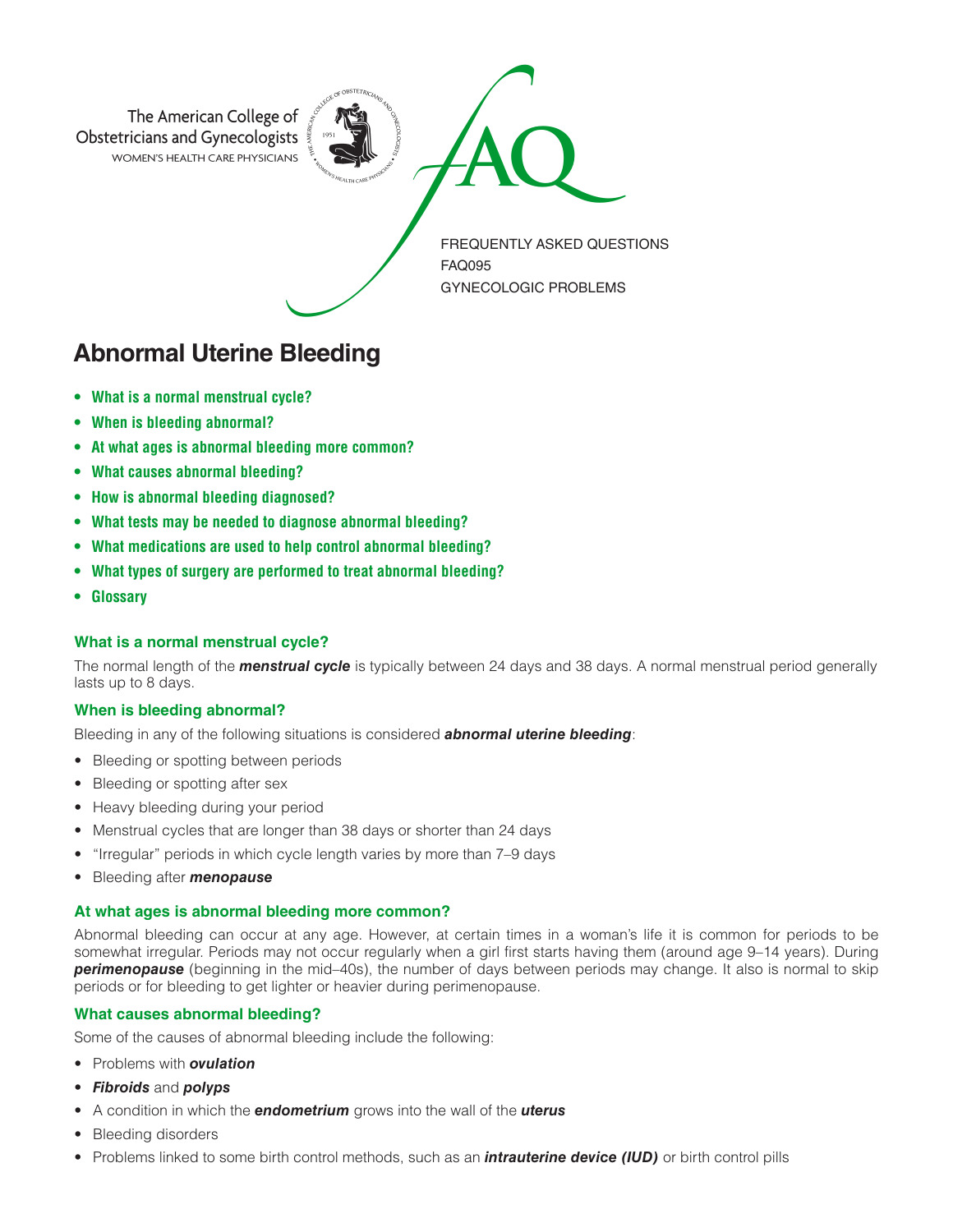The American College of Obstetricians and Gynecologists
WOMEN'S HEALTH CARE PHYSICIANS

FAQ

FREQUENTLY ASKED QUESTIONS
FAQ095
GYNECOLOGIC PROBLEMS

# Abnormal Uterine Bleeding

- **What is a normal menstrual cycle?**
- **When is bleeding abnormal?**
- **At what ages is abnormal bleeding more common?**
- **What causes abnormal bleeding?**
- **How is abnormal bleeding diagnosed?**
- **What tests may be needed to diagnose abnormal bleeding?**
- **What medications are used to help control abnormal bleeding?**
- **What types of surgery are performed to treat abnormal bleeding?**
- **Glossary**

### What is a normal menstrual cycle?

The normal length of the ***menstrual cycle*** is typically between 24 days and 38 days. A normal menstrual period generally lasts up to 8 days.

### When is bleeding abnormal?

Bleeding in any of the following situations is considered ***abnormal uterine bleeding***:

- Bleeding or spotting between periods
- Bleeding or spotting after sex
- Heavy bleeding during your period
- Menstrual cycles that are longer than 38 days or shorter than 24 days
- "Irregular" periods in which cycle length varies by more than 7–9 days
- Bleeding after ***menopause***

### At what ages is abnormal bleeding more common?

Abnormal bleeding can occur at any age. However, at certain times in a woman's life it is common for periods to be somewhat irregular. Periods may not occur regularly when a girl first starts having them (around age 9–14 years). During ***perimenopause*** (beginning in the mid–40s), the number of days between periods may change. It also is normal to skip periods or for bleeding to get lighter or heavier during perimenopause.

### What causes abnormal bleeding?

Some of the causes of abnormal bleeding include the following:

- Problems with ***ovulation***
- ***Fibroids*** and ***polyps***
- A condition in which the ***endometrium*** grows into the wall of the ***uterus***
- Bleeding disorders
- Problems linked to some birth control methods, such as an ***intrauterine device (IUD)*** or birth control pills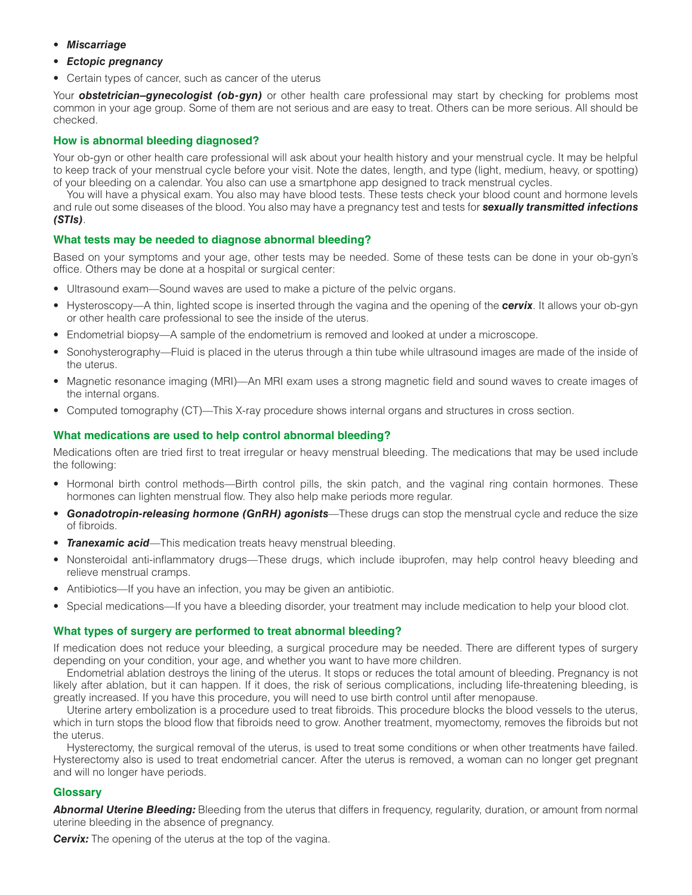- ***Miscarriage***
- ***Ectopic pregnancy***
- Certain types of cancer, such as cancer of the uterus

Your ***obstetrician–gynecologist (ob-gyn)*** or other health care professional may start by checking for problems most common in your age group. Some of them are not serious and are easy to treat. Others can be more serious. All should be checked.

## How is abnormal bleeding diagnosed?

Your ob-gyn or other health care professional will ask about your health history and your menstrual cycle. It may be helpful to keep track of your menstrual cycle before your visit. Note the dates, length, and type (light, medium, heavy, or spotting) of your bleeding on a calendar. You also can use a smartphone app designed to track menstrual cycles.

You will have a physical exam. You also may have blood tests. These tests check your blood count and hormone levels and rule out some diseases of the blood. You also may have a pregnancy test and tests for ***sexually transmitted infections (STIs)***.

## What tests may be needed to diagnose abnormal bleeding?

Based on your symptoms and your age, other tests may be needed. Some of these tests can be done in your ob-gyn's office. Others may be done at a hospital or surgical center:

- Ultrasound exam—Sound waves are used to make a picture of the pelvic organs.
- Hysteroscopy—A thin, lighted scope is inserted through the vagina and the opening of the ***cervix***. It allows your ob-gyn or other health care professional to see the inside of the uterus.
- Endometrial biopsy—A sample of the endometrium is removed and looked at under a microscope.
- Sonohysterography—Fluid is placed in the uterus through a thin tube while ultrasound images are made of the inside of the uterus.
- Magnetic resonance imaging (MRI)—An MRI exam uses a strong magnetic field and sound waves to create images of the internal organs.
- Computed tomography (CT)—This X-ray procedure shows internal organs and structures in cross section.

## What medications are used to help control abnormal bleeding?

Medications often are tried first to treat irregular or heavy menstrual bleeding. The medications that may be used include the following:

- Hormonal birth control methods—Birth control pills, the skin patch, and the vaginal ring contain hormones. These hormones can lighten menstrual flow. They also help make periods more regular.
- ***Gonadotropin-releasing hormone (GnRH) agonists***—These drugs can stop the menstrual cycle and reduce the size of fibroids.
- ***Tranexamic acid***—This medication treats heavy menstrual bleeding.
- Nonsteroidal anti-inflammatory drugs—These drugs, which include ibuprofen, may help control heavy bleeding and relieve menstrual cramps.
- Antibiotics—If you have an infection, you may be given an antibiotic.
- Special medications—If you have a bleeding disorder, your treatment may include medication to help your blood clot.

## What types of surgery are performed to treat abnormal bleeding?

If medication does not reduce your bleeding, a surgical procedure may be needed. There are different types of surgery depending on your condition, your age, and whether you want to have more children.

Endometrial ablation destroys the lining of the uterus. It stops or reduces the total amount of bleeding. Pregnancy is not likely after ablation, but it can happen. If it does, the risk of serious complications, including life-threatening bleeding, is greatly increased. If you have this procedure, you will need to use birth control until after menopause.

Uterine artery embolization is a procedure used to treat fibroids. This procedure blocks the blood vessels to the uterus, which in turn stops the blood flow that fibroids need to grow. Another treatment, myomectomy, removes the fibroids but not the uterus.

Hysterectomy, the surgical removal of the uterus, is used to treat some conditions or when other treatments have failed. Hysterectomy also is used to treat endometrial cancer. After the uterus is removed, a woman can no longer get pregnant and will no longer have periods.

## Glossary

***Abnormal Uterine Bleeding:*** Bleeding from the uterus that differs in frequency, regularity, duration, or amount from normal uterine bleeding in the absence of pregnancy.

***Cervix:*** The opening of the uterus at the top of the vagina.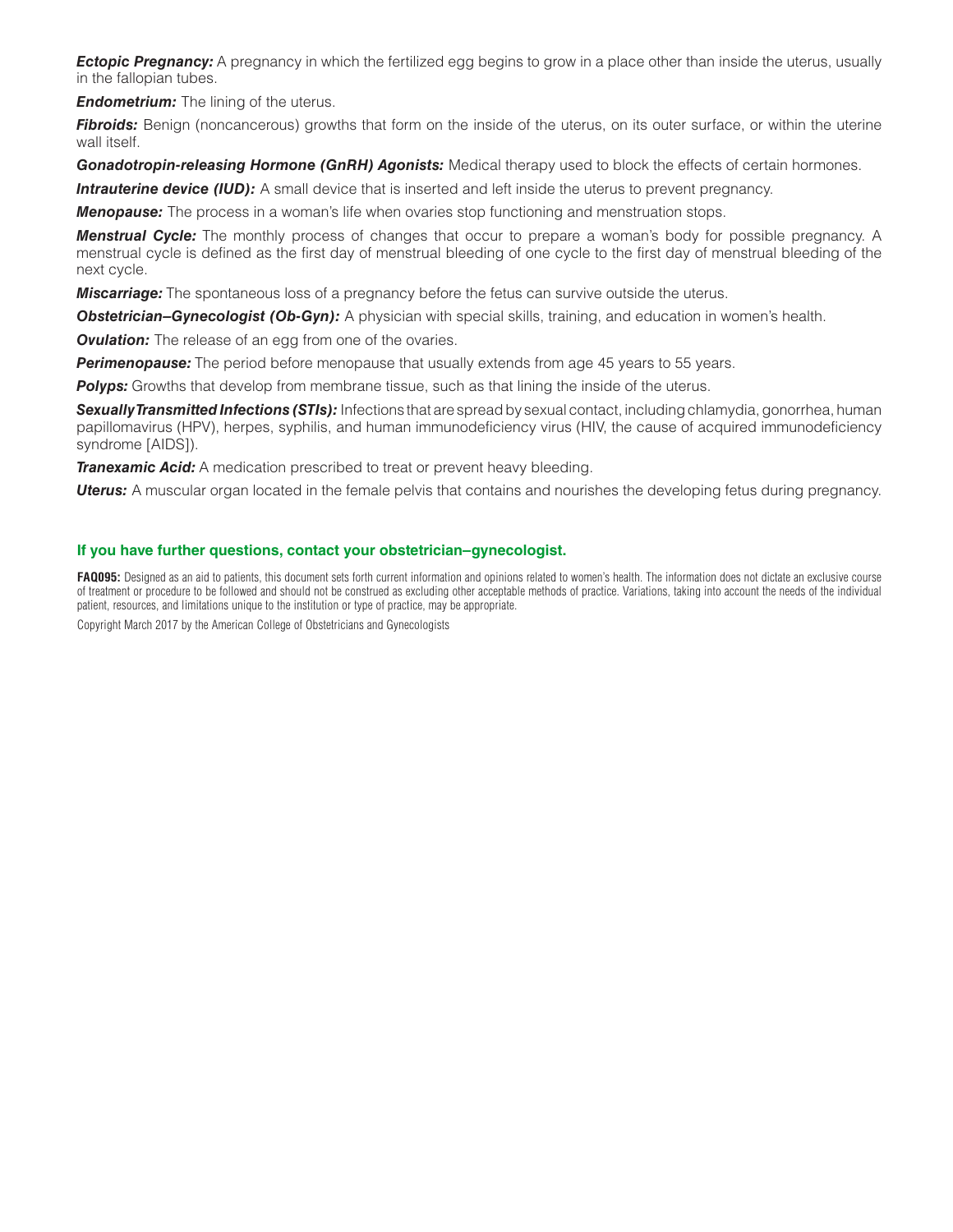***Ectopic Pregnancy:*** A pregnancy in which the fertilized egg begins to grow in a place other than inside the uterus, usually in the fallopian tubes.

***Endometrium:*** The lining of the uterus.

***Fibroids:*** Benign (noncancerous) growths that form on the inside of the uterus, on its outer surface, or within the uterine wall itself.

***Gonadotropin-releasing Hormone (GnRH) Agonists:*** Medical therapy used to block the effects of certain hormones.

***Intrauterine device (IUD):*** A small device that is inserted and left inside the uterus to prevent pregnancy.

***Menopause:*** The process in a woman's life when ovaries stop functioning and menstruation stops.

***Menstrual Cycle:*** The monthly process of changes that occur to prepare a woman's body for possible pregnancy. A menstrual cycle is defined as the first day of menstrual bleeding of one cycle to the first day of menstrual bleeding of the next cycle.

***Miscarriage:*** The spontaneous loss of a pregnancy before the fetus can survive outside the uterus.

***Obstetrician–Gynecologist (Ob-Gyn):*** A physician with special skills, training, and education in women's health.

***Ovulation:*** The release of an egg from one of the ovaries.

***Perimenopause:*** The period before menopause that usually extends from age 45 years to 55 years.

***Polyps:*** Growths that develop from membrane tissue, such as that lining the inside of the uterus.

***Sexually Transmitted Infections (STIs):*** Infections that are spread by sexual contact, including chlamydia, gonorrhea, human papillomavirus (HPV), herpes, syphilis, and human immunodeficiency virus (HIV, the cause of acquired immunodeficiency syndrome [AIDS]).

***Tranexamic Acid:*** A medication prescribed to treat or prevent heavy bleeding.

***Uterus:*** A muscular organ located in the female pelvis that contains and nourishes the developing fetus during pregnancy.

**If you have further questions, contact your obstetrician–gynecologist.**

**FAQ095:** Designed as an aid to patients, this document sets forth current information and opinions related to women's health. The information does not dictate an exclusive course of treatment or procedure to be followed and should not be construed as excluding other acceptable methods of practice. Variations, taking into account the needs of the individual patient, resources, and limitations unique to the institution or type of practice, may be appropriate.

Copyright March 2017 by the American College of Obstetricians and Gynecologists